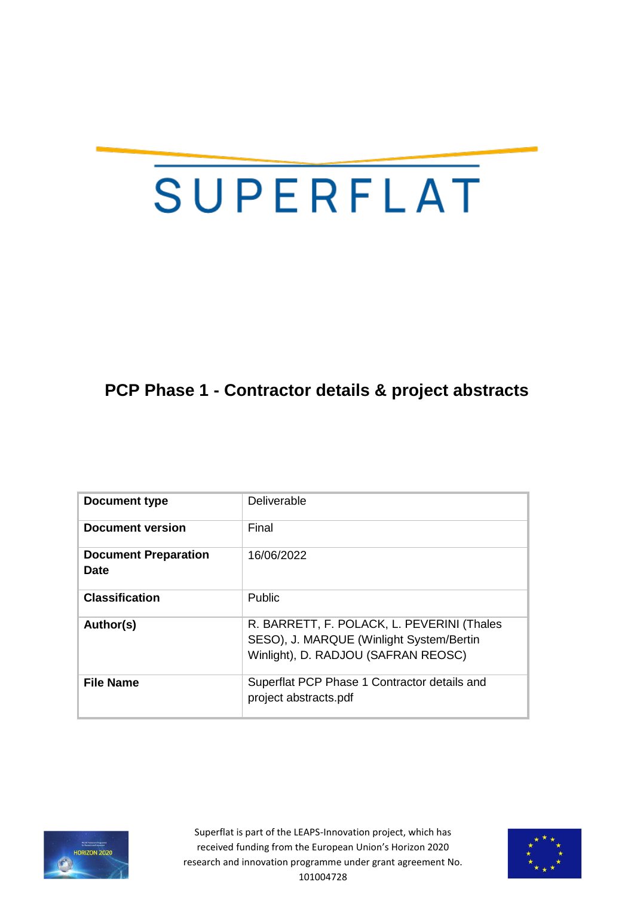# SUPERFLAT

## PCP Phase 1 - Contractor details & project abstracts

| | |
|---|---|
| **Document type** | Deliverable |
| **Document version** | Final |
| **Document Preparation Date** | 16/06/2022 |
| **Classification** | Public |
| **Author(s)** | R. BARRETT, F. POLACK, L. PEVERINI (Thales SESO), J. MARQUE (Winlight System/Bertin Winlight), D. RADJOU (SAFRAN REOSC) |
| **File Name** | Superflat PCP Phase 1 Contractor details and project abstracts.pdf |

Superflat is part of the LEAPS-Innovation project, which has received funding from the European Union's Horizon 2020 research and innovation programme under grant agreement No. 101004728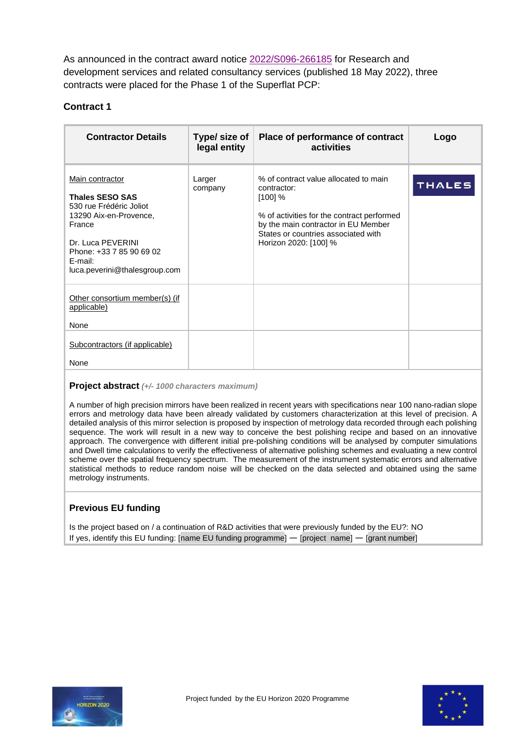As announced in the contract award notice 2022/S096-266185 for Research and development services and related consultancy services (published 18 May 2022), three contracts were placed for the Phase 1 of the Superflat PCP:

### Contract 1

| Contractor Details | Type/ size of legal entity | Place of performance of contract activities | Logo |
|---|---|---|---|
| Main contractor<br><br>**Thales SESO SAS**<br>530 rue Frédéric Joliot<br>13290 Aix-en-Provence, France<br><br>Dr. Luca PEVERINI<br>Phone: +33 7 85 90 69 02<br>E-mail: luca.peverini@thalesgroup.com | Larger company | % of contract value allocated to main contractor: [100] %<br><br>% of activities for the contract performed by the main contractor in EU Member States or countries associated with Horizon 2020: [100] % | THALES |
| Other consortium member(s) (if applicable)<br><br>None | | | |
| Subcontractors (if applicable)<br><br>None | | | |

**Project abstract** *(+/- 1000 characters maximum)*

A number of high precision mirrors have been realized in recent years with specifications near 100 nano-radian slope errors and metrology data have been already validated by customers characterization at this level of precision. A detailed analysis of this mirror selection is proposed by inspection of metrology data recorded through each polishing sequence. The work will result in a new way to conceive the best polishing recipe and based on an innovative approach. The convergence with different initial pre-polishing conditions will be analysed by computer simulations and Dwell time calculations to verify the effectiveness of alternative polishing schemes and evaluating a new control scheme over the spatial frequency spectrum. The measurement of the instrument systematic errors and alternative statistical methods to reduce random noise will be checked on the data selected and obtained using the same metrology instruments.

**Previous EU funding**

Is the project based on / a continuation of R&D activities that were previously funded by the EU?: NO
If yes, identify this EU funding: [name EU funding programme] — [project name] — [grant number]

Project funded by the EU Horizon 2020 Programme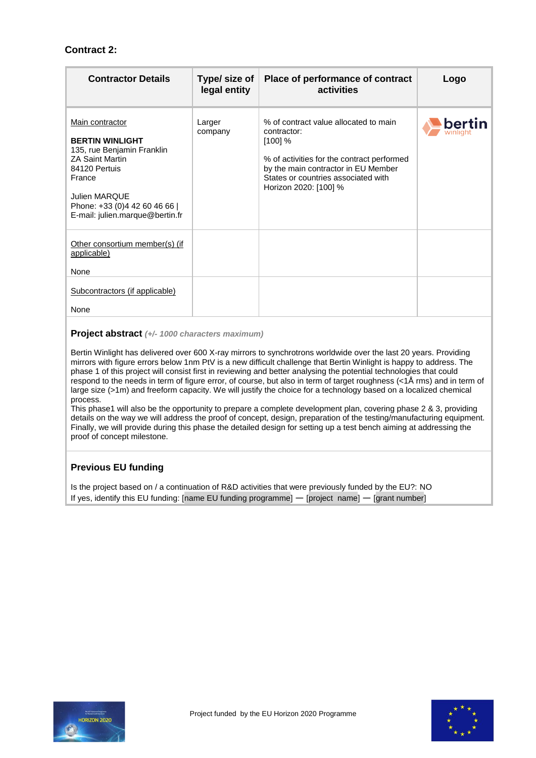## Contract 2:

| Contractor Details | Type/ size of legal entity | Place of performance of contract activities | Logo |
|---|---|---|---|
| Main contractor<br><br>**BERTIN WINLIGHT**<br>135, rue Benjamin Franklin<br>ZA Saint Martin<br>84120 Pertuis<br>France<br><br>Julien MARQUE<br>Phone: +33 (0)4 42 60 46 66 \|<br>E-mail: julien.marque@bertin.fr | Larger company | % of contract value allocated to main contractor:<br>[100] %<br><br>% of activities for the contract performed by the main contractor in EU Member States or countries associated with Horizon 2020: [100] % | bertin winlight |
| Other consortium member(s) (if applicable)<br><br>None | | | |
| Subcontractors (if applicable)<br><br>None | | | |

**Project abstract** *(+/- 1000 characters maximum)*

Bertin Winlight has delivered over 600 X-ray mirrors to synchrotrons worldwide over the last 20 years. Providing mirrors with figure errors below 1nm PtV is a new difficult challenge that Bertin Winlight is happy to address. The phase 1 of this project will consist first in reviewing and better analysing the potential technologies that could respond to the needs in term of figure error, of course, but also in term of target roughness (<1Å rms) and in term of large size (>1m) and freeform capacity. We will justify the choice for a technology based on a localized chemical process.
This phase1 will also be the opportunity to prepare a complete development plan, covering phase 2 & 3, providing details on the way we will address the proof of concept, design, preparation of the testing/manufacturing equipment. Finally, we will provide during this phase the detailed design for setting up a test bench aiming at addressing the proof of concept milestone.

**Previous EU funding**

Is the project based on / a continuation of R&D activities that were previously funded by the EU?: NO
If yes, identify this EU funding: [name EU funding programme] — [project name] — [grant number]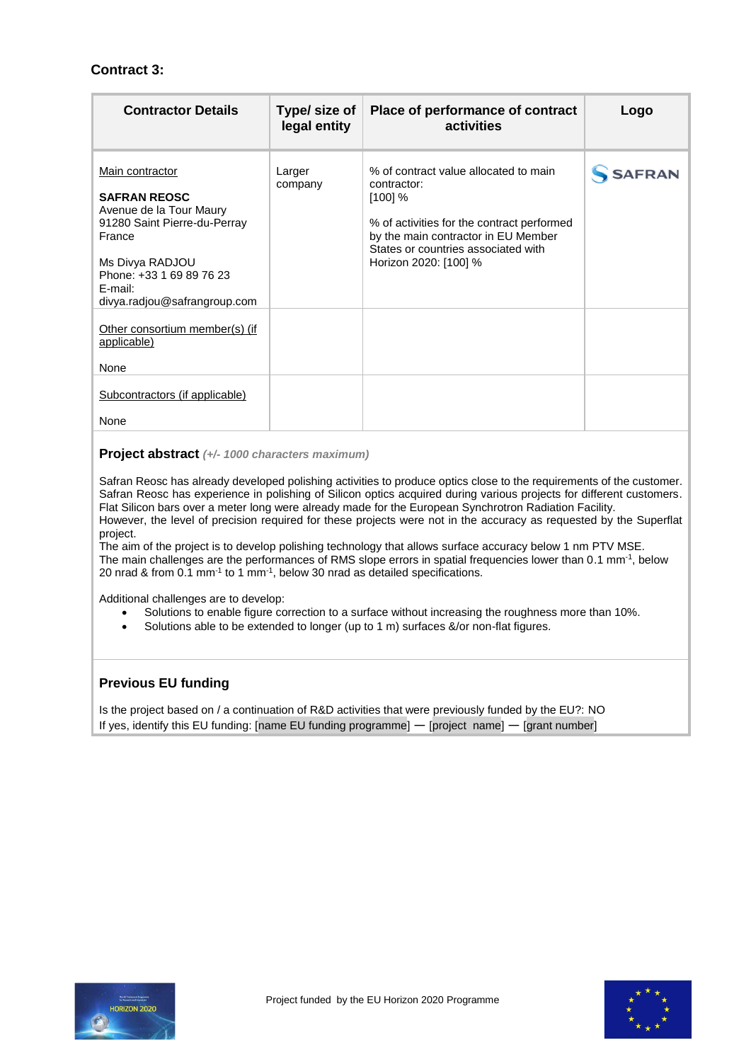**Contract 3:**

| Contractor Details | Type/ size of legal entity | Place of performance of contract activities | Logo |
| --- | --- | --- | --- |
| Main contractor<br><br>**SAFRAN REOSC**<br>Avenue de la Tour Maury<br>91280 Saint Pierre-du-Perray<br>France<br><br>Ms Divya RADJOU<br>Phone: +33 1 69 89 76 23<br>E-mail:<br>divya.radjou@safrangroup.com | Larger company | % of contract value allocated to main contractor:<br>[100] %<br><br>% of activities for the contract performed by the main contractor in EU Member States or countries associated with Horizon 2020: [100] % | SAFRAN |
| Other consortium member(s) (if applicable)<br><br>None | | | |
| Subcontractors (if applicable)<br><br>None | | | |

**Project abstract** *(+/- 1000 characters maximum)*

Safran Reosc has already developed polishing activities to produce optics close to the requirements of the customer. Safran Reosc has experience in polishing of Silicon optics acquired during various projects for different customers. Flat Silicon bars over a meter long were already made for the European Synchrotron Radiation Facility.
However, the level of precision required for these projects were not in the accuracy as requested by the Superflat project.
The aim of the project is to develop polishing technology that allows surface accuracy below 1 nm PTV MSE.
The main challenges are the performances of RMS slope errors in spatial frequencies lower than 0.1 $mm^{-1}$, below 20 nrad & from 0.1 $mm^{-1}$ to 1 $mm^{-1}$, below 30 nrad as detailed specifications.

Additional challenges are to develop:

- Solutions to enable figure correction to a surface without increasing the roughness more than 10%.
- Solutions able to be extended to longer (up to 1 m) surfaces &/or non-flat figures.

**Previous EU funding**

Is the project based on / a continuation of R&D activities that were previously funded by the EU?: NO
If yes, identify this EU funding: [name EU funding programme] — [project name] — [grant number]